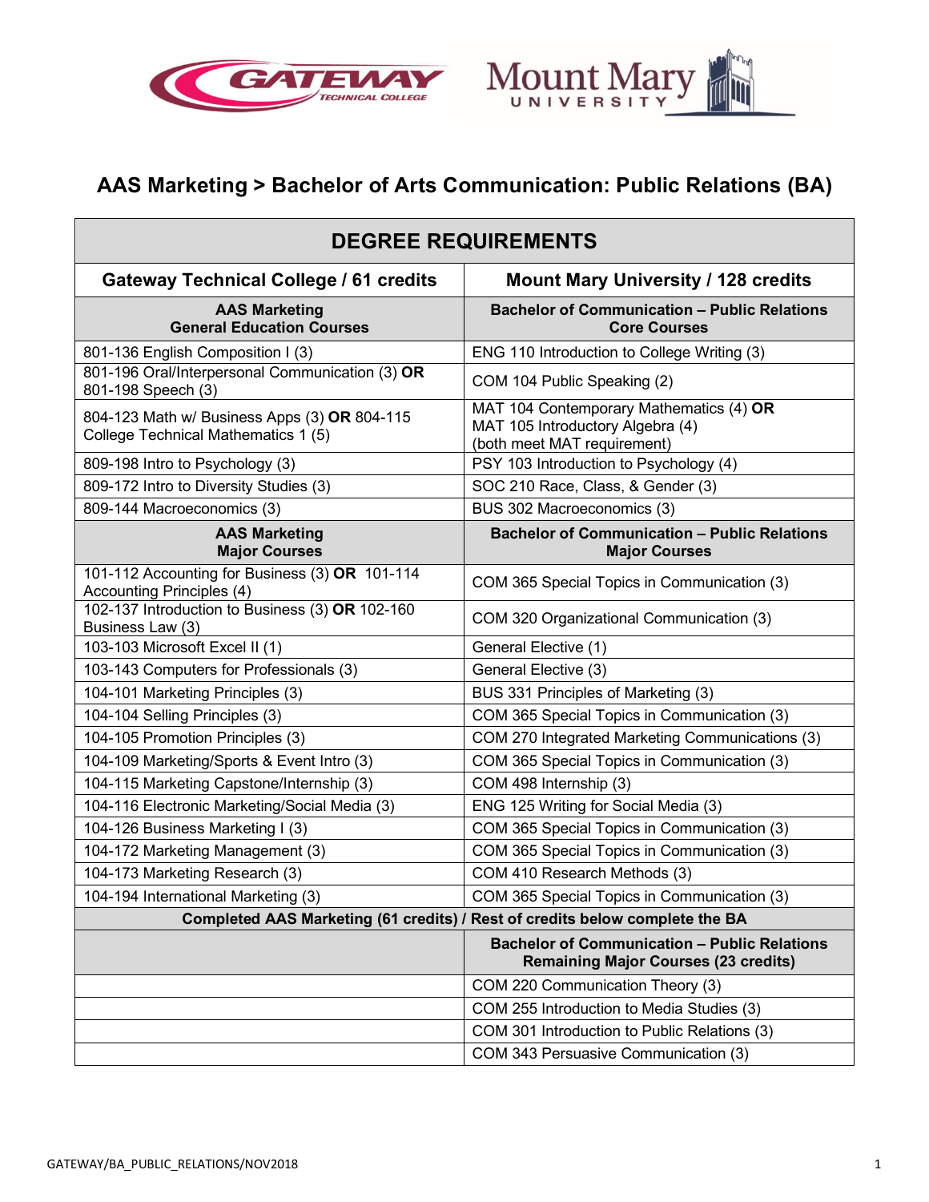# AAS Marketing > Bachelor of Arts Communication: Public Relations (BA)

| DEGREE REQUIREMENTS | |
|---|---|
| **Gateway Technical College / 61 credits** | **Mount Mary University / 128 credits** |
| **AAS Marketing General Education Courses** | **Bachelor of Communication – Public Relations Core Courses** |
| 801-136 English Composition I (3) | ENG 110 Introduction to College Writing (3) |
| 801-196 Oral/Interpersonal Communication (3) **OR** 801-198 Speech (3) | COM 104 Public Speaking (2) |
| 804-123 Math w/ Business Apps (3) **OR** 804-115 College Technical Mathematics 1 (5) | MAT 104 Contemporary Mathematics (4) **OR** MAT 105 Introductory Algebra (4) (both meet MAT requirement) |
| 809-198 Intro to Psychology (3) | PSY 103 Introduction to Psychology (4) |
| 809-172 Intro to Diversity Studies (3) | SOC 210 Race, Class, & Gender (3) |
| 809-144 Macroeconomics (3) | BUS 302 Macroeconomics (3) |
| **AAS Marketing Major Courses** | **Bachelor of Communication – Public Relations Major Courses** |
| 101-112 Accounting for Business (3) **OR** 101-114 Accounting Principles (4) | COM 365 Special Topics in Communication (3) |
| 102-137 Introduction to Business (3) **OR** 102-160 Business Law (3) | COM 320 Organizational Communication (3) |
| 103-103 Microsoft Excel II (1) | General Elective (1) |
| 103-143 Computers for Professionals (3) | General Elective (3) |
| 104-101 Marketing Principles (3) | BUS 331 Principles of Marketing (3) |
| 104-104 Selling Principles (3) | COM 365 Special Topics in Communication (3) |
| 104-105 Promotion Principles (3) | COM 270 Integrated Marketing Communications (3) |
| 104-109 Marketing/Sports & Event Intro (3) | COM 365 Special Topics in Communication (3) |
| 104-115 Marketing Capstone/Internship (3) | COM 498 Internship (3) |
| 104-116 Electronic Marketing/Social Media (3) | ENG 125 Writing for Social Media (3) |
| 104-126 Business Marketing I (3) | COM 365 Special Topics in Communication (3) |
| 104-172 Marketing Management (3) | COM 365 Special Topics in Communication (3) |
| 104-173 Marketing Research (3) | COM 410 Research Methods (3) |
| 104-194 International Marketing (3) | COM 365 Special Topics in Communication (3) |
| **Completed AAS Marketing (61 credits) / Rest of credits below complete the BA** | |
| | **Bachelor of Communication – Public Relations Remaining Major Courses (23 credits)** |
| | COM 220 Communication Theory (3) |
| | COM 255 Introduction to Media Studies (3) |
| | COM 301 Introduction to Public Relations (3) |
| | COM 343 Persuasive Communication (3) |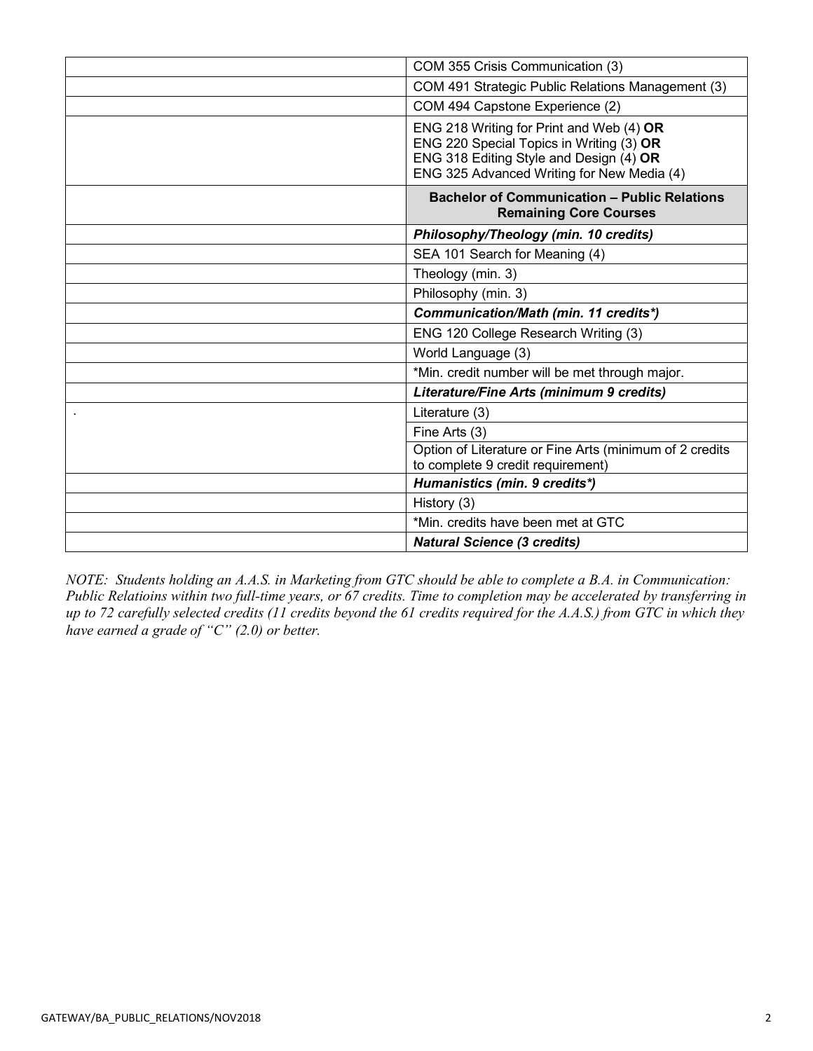| | |
|---|---|
| | COM 355 Crisis Communication (3) |
| | COM 491 Strategic Public Relations Management (3) |
| | COM 494 Capstone Experience (2) |
| | ENG 218 Writing for Print and Web (4) **OR**<br>ENG 220 Special Topics in Writing (3) **OR**<br>ENG 318 Editing Style and Design (4) **OR**<br>ENG 325 Advanced Writing for New Media (4) |
| | **Bachelor of Communication – Public Relations Remaining Core Courses** |
| | ***Philosophy/Theology (min. 10 credits)*** |
| | SEA 101 Search for Meaning (4) |
| | Theology (min. 3) |
| | Philosophy (min. 3) |
| | ***Communication/Math (min. 11 credits*)*** |
| | ENG 120 College Research Writing (3) |
| | World Language (3) |
| | *Min. credit number will be met through major. |
| | ***Literature/Fine Arts (minimum 9 credits)*** |
| . | Literature (3) |
| | Fine Arts (3) |
| | Option of Literature or Fine Arts (minimum of 2 credits to complete 9 credit requirement) |
| | ***Humanistics (min. 9 credits*)*** |
| | History (3) |
| | *Min. credits have been met at GTC |
| | ***Natural Science (3 credits)*** |

*NOTE: Students holding an A.A.S. in Marketing from GTC should be able to complete a B.A. in Communication: Public Relatioins within two full-time years, or 67 credits. Time to completion may be accelerated by transferring in up to 72 carefully selected credits (11 credits beyond the 61 credits required for the A.A.S.) from GTC in which they have earned a grade of "C" (2.0) or better.*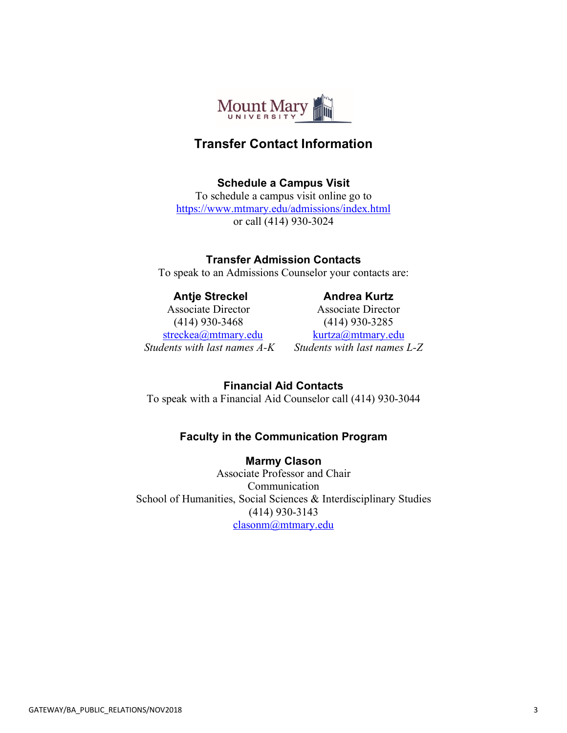Mount Mary UNIVERSITY

# Transfer Contact Information

## Schedule a Campus Visit

To schedule a campus visit online go to https://www.mtmary.edu/admissions/index.html or call (414) 930-3024

## Transfer Admission Contacts

To speak to an Admissions Counselor your contacts are:

**Antje Streckel**
Associate Director
(414) 930-3468
streckea@mtmary.edu
*Students with last names A-K*

**Andrea Kurtz**
Associate Director
(414) 930-3285
kurtza@mtmary.edu
*Students with last names L-Z*

## Financial Aid Contacts

To speak with a Financial Aid Counselor call (414) 930-3044

## Faculty in the Communication Program

**Marmy Clason**
Associate Professor and Chair
Communication
School of Humanities, Social Sciences & Interdisciplinary Studies
(414) 930-3143
clasonm@mtmary.edu